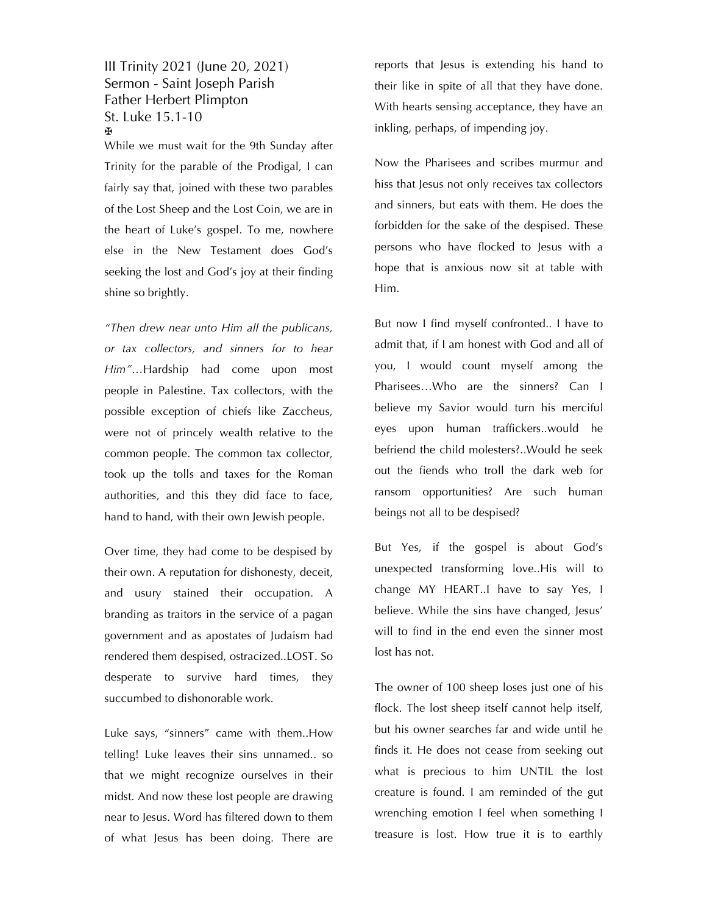III Trinity 2021 (June 20, 2021)
Sermon - Saint Joseph Parish
Father Herbert Plimpton
St. Luke 15.1-10
✠

While we must wait for the 9th Sunday after Trinity for the parable of the Prodigal, I can fairly say that, joined with these two parables of the Lost Sheep and the Lost Coin, we are in the heart of Luke's gospel. To me, nowhere else in the New Testament does God's seeking the lost and God's joy at their finding shine so brightly.

*"Then drew near unto Him all the publicans, or tax collectors, and sinners for to hear Him"*…Hardship had come upon most people in Palestine. Tax collectors, with the possible exception of chiefs like Zaccheus, were not of princely wealth relative to the common people. The common tax collector, took up the tolls and taxes for the Roman authorities, and this they did face to face, hand to hand, with their own Jewish people.

Over time, they had come to be despised by their own. A reputation for dishonesty, deceit, and usury stained their occupation. A branding as traitors in the service of a pagan government and as apostates of Judaism had rendered them despised, ostracized..LOST. So desperate to survive hard times, they succumbed to dishonorable work.

Luke says, "sinners" came with them..How telling! Luke leaves their sins unnamed.. so that we might recognize ourselves in their midst. And now these lost people are drawing near to Jesus. Word has filtered down to them of what Jesus has been doing. There are reports that Jesus is extending his hand to their like in spite of all that they have done. With hearts sensing acceptance, they have an inkling, perhaps, of impending joy.

Now the Pharisees and scribes murmur and hiss that Jesus not only receives tax collectors and sinners, but eats with them. He does the forbidden for the sake of the despised. These persons who have flocked to Jesus with a hope that is anxious now sit at table with Him.

But now I find myself confronted.. I have to admit that, if I am honest with God and all of you, I would count myself among the Pharisees…Who are the sinners? Can I believe my Savior would turn his merciful eyes upon human traffickers..would he befriend the child molesters?..Would he seek out the fiends who troll the dark web for ransom opportunities? Are such human beings not all to be despised?

But Yes, if the gospel is about God's unexpected transforming love..His will to change MY HEART..I have to say Yes, I believe. While the sins have changed, Jesus' will to find in the end even the sinner most lost has not.

The owner of 100 sheep loses just one of his flock. The lost sheep itself cannot help itself, but his owner searches far and wide until he finds it. He does not cease from seeking out what is precious to him UNTIL the lost creature is found. I am reminded of the gut wrenching emotion I feel when something I treasure is lost. How true it is to earthly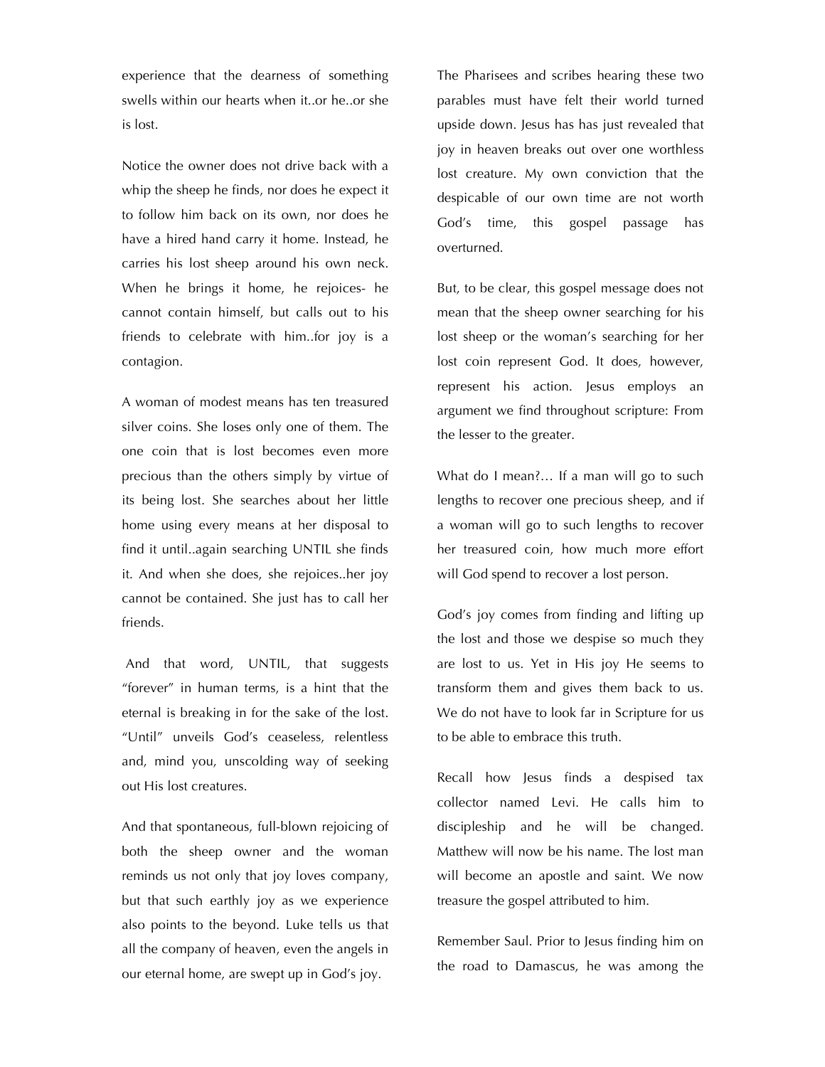experience that the dearness of something swells within our hearts when it..or he..or she is lost.

Notice the owner does not drive back with a whip the sheep he finds, nor does he expect it to follow him back on its own, nor does he have a hired hand carry it home. Instead, he carries his lost sheep around his own neck. When he brings it home, he rejoices- he cannot contain himself, but calls out to his friends to celebrate with him..for joy is a contagion.

A woman of modest means has ten treasured silver coins. She loses only one of them. The one coin that is lost becomes even more precious than the others simply by virtue of its being lost. She searches about her little home using every means at her disposal to find it until..again searching UNTIL she finds it. And when she does, she rejoices..her joy cannot be contained. She just has to call her friends.

And that word, UNTIL, that suggests "forever" in human terms, is a hint that the eternal is breaking in for the sake of the lost. "Until" unveils God's ceaseless, relentless and, mind you, unscolding way of seeking out His lost creatures.

And that spontaneous, full-blown rejoicing of both the sheep owner and the woman reminds us not only that joy loves company, but that such earthly joy as we experience also points to the beyond. Luke tells us that all the company of heaven, even the angels in our eternal home, are swept up in God's joy.

The Pharisees and scribes hearing these two parables must have felt their world turned upside down. Jesus has has just revealed that joy in heaven breaks out over one worthless lost creature. My own conviction that the despicable of our own time are not worth God's time, this gospel passage has overturned.

But, to be clear, this gospel message does not mean that the sheep owner searching for his lost sheep or the woman's searching for her lost coin represent God. It does, however, represent his action. Jesus employs an argument we find throughout scripture: From the lesser to the greater.

What do I mean?… If a man will go to such lengths to recover one precious sheep, and if a woman will go to such lengths to recover her treasured coin, how much more effort will God spend to recover a lost person.

God's joy comes from finding and lifting up the lost and those we despise so much they are lost to us. Yet in His joy He seems to transform them and gives them back to us. We do not have to look far in Scripture for us to be able to embrace this truth.

Recall how Jesus finds a despised tax collector named Levi. He calls him to discipleship and he will be changed. Matthew will now be his name. The lost man will become an apostle and saint. We now treasure the gospel attributed to him.

Remember Saul. Prior to Jesus finding him on the road to Damascus, he was among the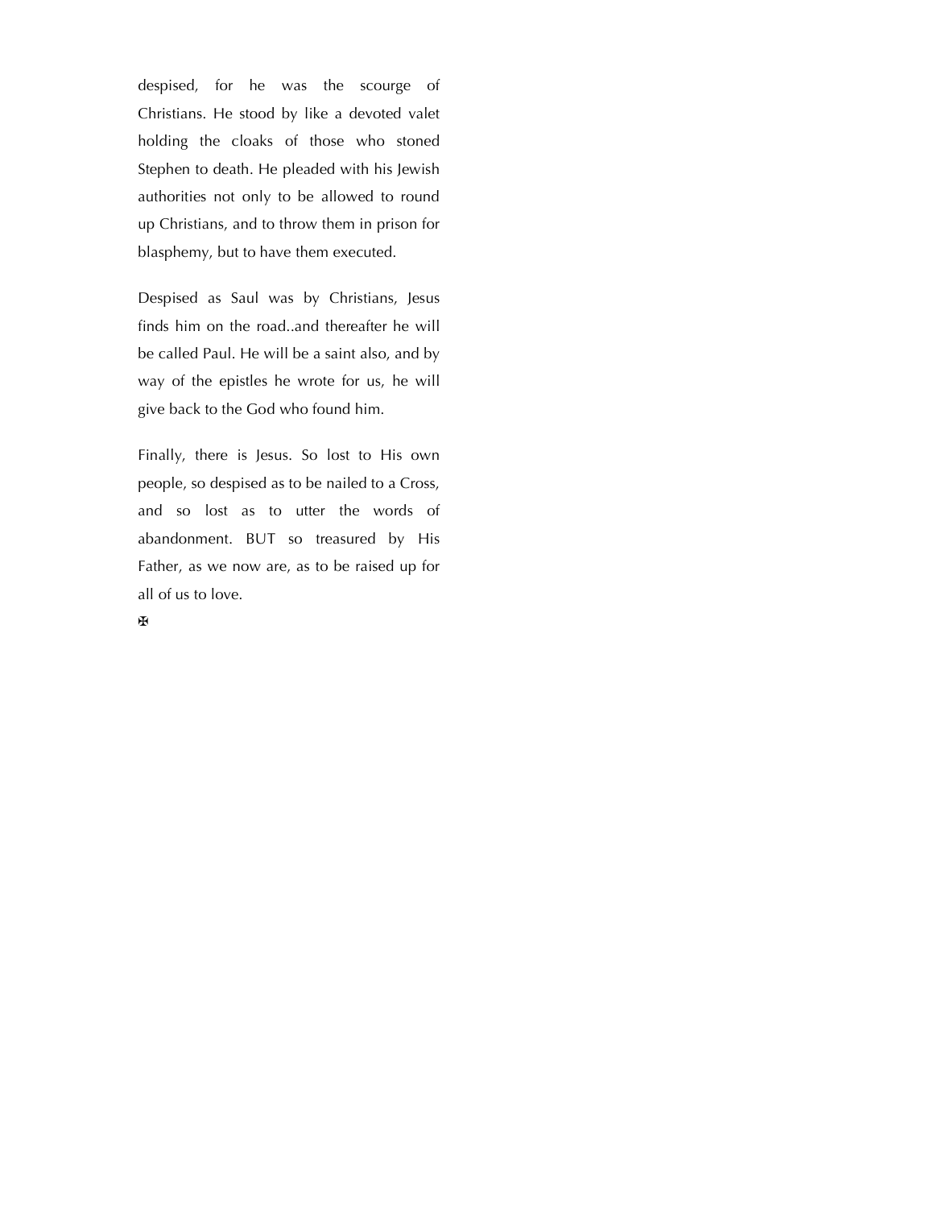despised, for he was the scourge of Christians. He stood by like a devoted valet holding the cloaks of those who stoned Stephen to death. He pleaded with his Jewish authorities not only to be allowed to round up Christians, and to throw them in prison for blasphemy, but to have them executed.

Despised as Saul was by Christians, Jesus finds him on the road..and thereafter he will be called Paul. He will be a saint also, and by way of the epistles he wrote for us, he will give back to the God who found him.

Finally, there is Jesus. So lost to His own people, so despised as to be nailed to a Cross, and so lost as to utter the words of abandonment. BUT so treasured by His Father, as we now are, as to be raised up for all of us to love.

✠